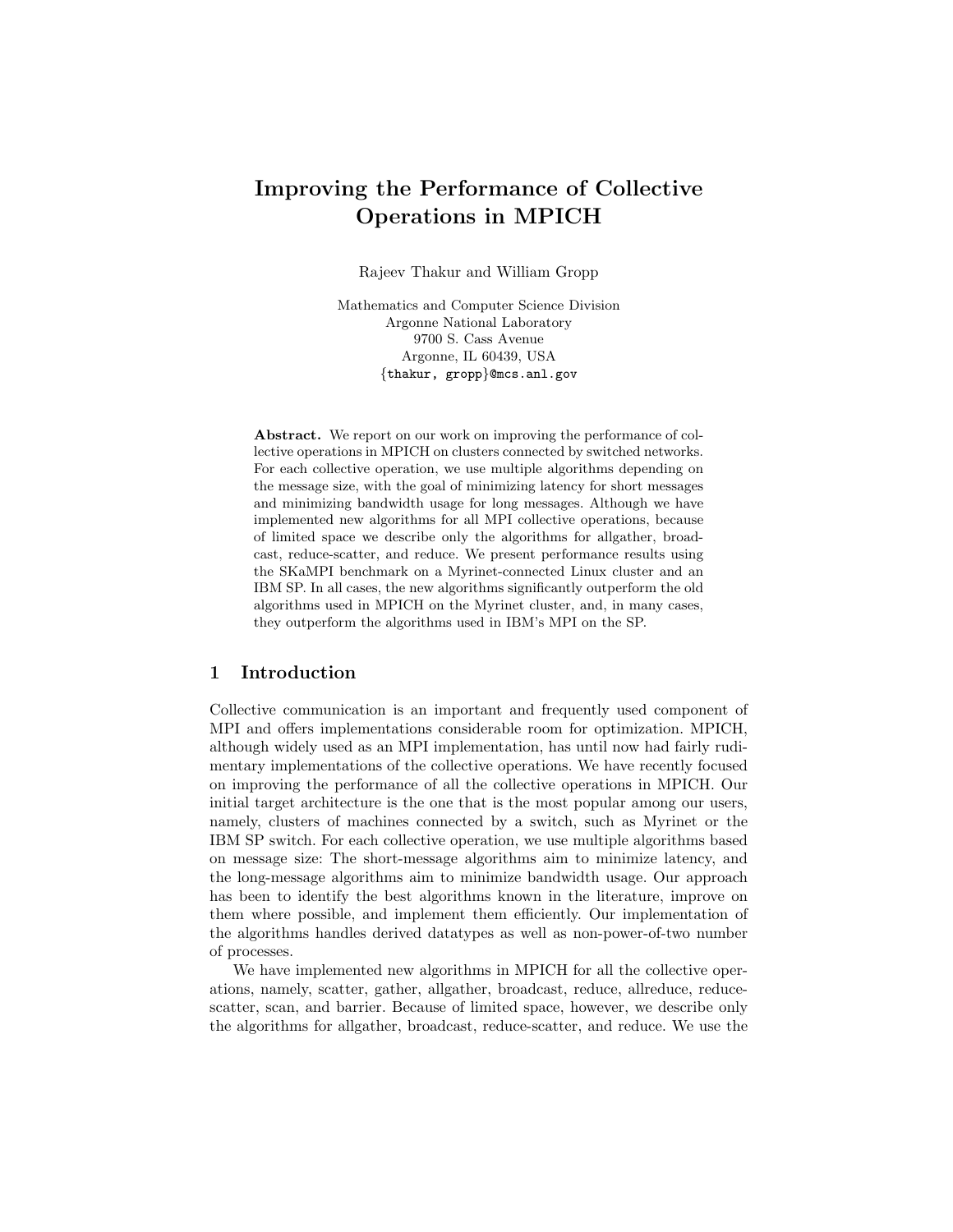# Improving the Performance of Collective Operations in MPICH

Rajeev Thakur and William Gropp

Mathematics and Computer Science Division
Argonne National Laboratory
9700 S. Cass Avenue
Argonne, IL 60439, USA
{thakur, gropp}@mcs.anl.gov

**Abstract.** We report on our work on improving the performance of collective operations in MPICH on clusters connected by switched networks. For each collective operation, we use multiple algorithms depending on the message size, with the goal of minimizing latency for short messages and minimizing bandwidth usage for long messages. Although we have implemented new algorithms for all MPI collective operations, because of limited space we describe only the algorithms for allgather, broadcast, reduce-scatter, and reduce. We present performance results using the SKaMPI benchmark on a Myrinet-connected Linux cluster and an IBM SP. In all cases, the new algorithms significantly outperform the old algorithms used in MPICH on the Myrinet cluster, and, in many cases, they outperform the algorithms used in IBM's MPI on the SP.

## 1 Introduction

Collective communication is an important and frequently used component of MPI and offers implementations considerable room for optimization. MPICH, although widely used as an MPI implementation, has until now had fairly rudimentary implementations of the collective operations. We have recently focused on improving the performance of all the collective operations in MPICH. Our initial target architecture is the one that is the most popular among our users, namely, clusters of machines connected by a switch, such as Myrinet or the IBM SP switch. For each collective operation, we use multiple algorithms based on message size: The short-message algorithms aim to minimize latency, and the long-message algorithms aim to minimize bandwidth usage. Our approach has been to identify the best algorithms known in the literature, improve on them where possible, and implement them efficiently. Our implementation of the algorithms handles derived datatypes as well as non-power-of-two number of processes.

We have implemented new algorithms in MPICH for all the collective operations, namely, scatter, gather, allgather, broadcast, reduce, allreduce, reduce-scatter, scan, and barrier. Because of limited space, however, we describe only the algorithms for allgather, broadcast, reduce-scatter, and reduce. We use the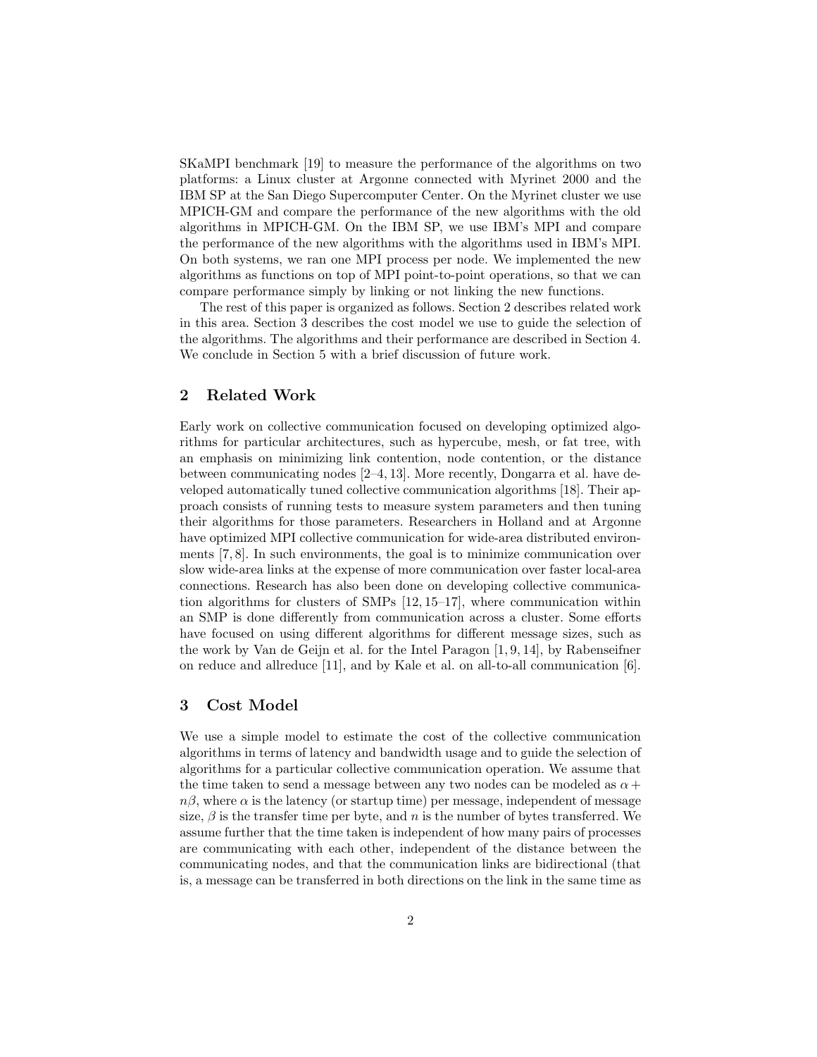SKaMPI benchmark [19] to measure the performance of the algorithms on two platforms: a Linux cluster at Argonne connected with Myrinet 2000 and the IBM SP at the San Diego Supercomputer Center. On the Myrinet cluster we use MPICH-GM and compare the performance of the new algorithms with the old algorithms in MPICH-GM. On the IBM SP, we use IBM's MPI and compare the performance of the new algorithms with the algorithms used in IBM's MPI. On both systems, we ran one MPI process per node. We implemented the new algorithms as functions on top of MPI point-to-point operations, so that we can compare performance simply by linking or not linking the new functions.

The rest of this paper is organized as follows. Section 2 describes related work in this area. Section 3 describes the cost model we use to guide the selection of the algorithms. The algorithms and their performance are described in Section 4. We conclude in Section 5 with a brief discussion of future work.

## 2 Related Work

Early work on collective communication focused on developing optimized algorithms for particular architectures, such as hypercube, mesh, or fat tree, with an emphasis on minimizing link contention, node contention, or the distance between communicating nodes [2–4, 13]. More recently, Dongarra et al. have developed automatically tuned collective communication algorithms [18]. Their approach consists of running tests to measure system parameters and then tuning their algorithms for those parameters. Researchers in Holland and at Argonne have optimized MPI collective communication for wide-area distributed environments [7, 8]. In such environments, the goal is to minimize communication over slow wide-area links at the expense of more communication over faster local-area connections. Research has also been done on developing collective communication algorithms for clusters of SMPs [12, 15–17], where communication within an SMP is done differently from communication across a cluster. Some efforts have focused on using different algorithms for different message sizes, such as the work by Van de Geijn et al. for the Intel Paragon [1, 9, 14], by Rabenseifner on reduce and allreduce [11], and by Kale et al. on all-to-all communication [6].

## 3 Cost Model

We use a simple model to estimate the cost of the collective communication algorithms in terms of latency and bandwidth usage and to guide the selection of algorithms for a particular collective communication operation. We assume that the time taken to send a message between any two nodes can be modeled as $\alpha + n\beta$, where $\alpha$ is the latency (or startup time) per message, independent of message size, $\beta$ is the transfer time per byte, and $n$ is the number of bytes transferred. We assume further that the time taken is independent of how many pairs of processes are communicating with each other, independent of the distance between the communicating nodes, and that the communication links are bidirectional (that is, a message can be transferred in both directions on the link in the same time as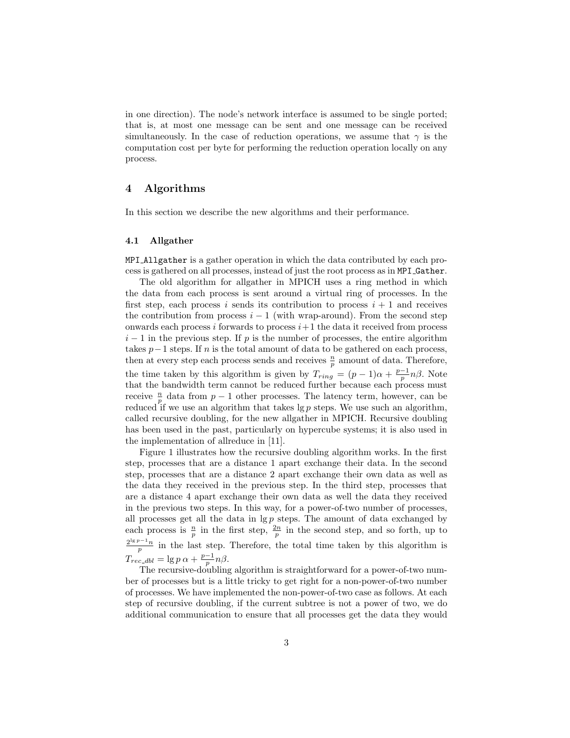in one direction). The node's network interface is assumed to be single ported; that is, at most one message can be sent and one message can be received simultaneously. In the case of reduction operations, we assume that $\gamma$ is the computation cost per byte for performing the reduction operation locally on any process.

## 4 Algorithms

In this section we describe the new algorithms and their performance.

### 4.1 Allgather

`MPI_Allgather` is a gather operation in which the data contributed by each process is gathered on all processes, instead of just the root process as in `MPI_Gather`.

The old algorithm for allgather in MPICH uses a ring method in which the data from each process is sent around a virtual ring of processes. In the first step, each process $i$ sends its contribution to process $i+1$ and receives the contribution from process $i-1$ (with wrap-around). From the second step onwards each process $i$ forwards to process $i+1$ the data it received from process $i-1$ in the previous step. If $p$ is the number of processes, the entire algorithm takes $p-1$ steps. If $n$ is the total amount of data to be gathered on each process, then at every step each process sends and receives $\frac{n}{p}$ amount of data. Therefore, the time taken by this algorithm is given by $T_{ring} = (p-1)\alpha + \frac{p-1}{p}n\beta$. Note that the bandwidth term cannot be reduced further because each process must receive $\frac{n}{p}$ data from $p-1$ other processes. The latency term, however, can be reduced if we use an algorithm that takes $\lg p$ steps. We use such an algorithm, called recursive doubling, for the new allgather in MPICH. Recursive doubling has been used in the past, particularly on hypercube systems; it is also used in the implementation of allreduce in [11].

Figure 1 illustrates how the recursive doubling algorithm works. In the first step, processes that are a distance 1 apart exchange their data. In the second step, processes that are a distance 2 apart exchange their own data as well as the data they received in the previous step. In the third step, processes that are a distance 4 apart exchange their own data as well the data they received in the previous two steps. In this way, for a power-of-two number of processes, all processes get all the data in $\lg p$ steps. The amount of data exchanged by each process is $\frac{n}{p}$ in the first step, $\frac{2n}{p}$ in the second step, and so forth, up to $\frac{2^{\lg p - 1}n}{p}$ in the last step. Therefore, the total time taken by this algorithm is $T_{rec\_dbl} = \lg p\,\alpha + \frac{p-1}{p}n\beta$.

The recursive-doubling algorithm is straightforward for a power-of-two number of processes but is a little tricky to get right for a non-power-of-two number of processes. We have implemented the non-power-of-two case as follows. At each step of recursive doubling, if the current subtree is not a power of two, we do additional communication to ensure that all processes get the data they would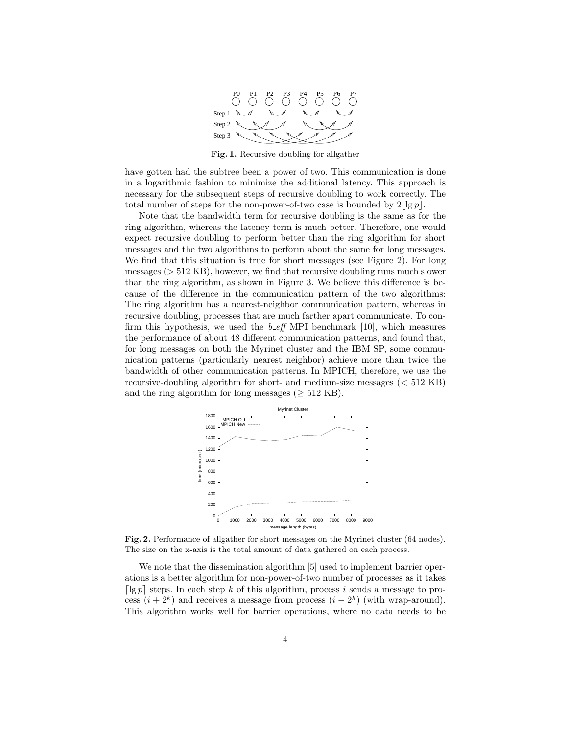**Fig. 1.** Recursive doubling for allgather

have gotten had the subtree been a power of two. This communication is done in a logarithmic fashion to minimize the additional latency. This approach is necessary for the subsequent steps of recursive doubling to work correctly. The total number of steps for the non-power-of-two case is bounded by $2\lfloor \lg p \rfloor$.

Note that the bandwidth term for recursive doubling is the same as for the ring algorithm, whereas the latency term is much better. Therefore, one would expect recursive doubling to perform better than the ring algorithm for short messages and the two algorithms to perform about the same for long messages. We find that this situation is true for short messages (see Figure 2). For long messages ($>$ 512 KB), however, we find that recursive doubling runs much slower than the ring algorithm, as shown in Figure 3. We believe this difference is because of the difference in the communication pattern of the two algorithms: The ring algorithm has a nearest-neighbor communication pattern, whereas in recursive doubling, processes that are much farther apart communicate. To confirm this hypothesis, we used the *b_eff* MPI benchmark [10], which measures the performance of about 48 different communication patterns, and found that, for long messages on both the Myrinet cluster and the IBM SP, some communication patterns (particularly nearest neighbor) achieve more than twice the bandwidth of other communication patterns. In MPICH, therefore, we use the recursive-doubling algorithm for short- and medium-size messages ($<$ 512 KB) and the ring algorithm for long messages ($\geq$ 512 KB).

**Fig. 2.** Performance of allgather for short messages on the Myrinet cluster (64 nodes). The size on the x-axis is the total amount of data gathered on each process.

We note that the dissemination algorithm [5] used to implement barrier operations is a better algorithm for non-power-of-two number of processes as it takes $\lceil \lg p \rceil$ steps. In each step $k$ of this algorithm, process $i$ sends a message to process $(i + 2^k)$ and receives a message from process $(i - 2^k)$ (with wrap-around). This algorithm works well for barrier operations, where no data needs to be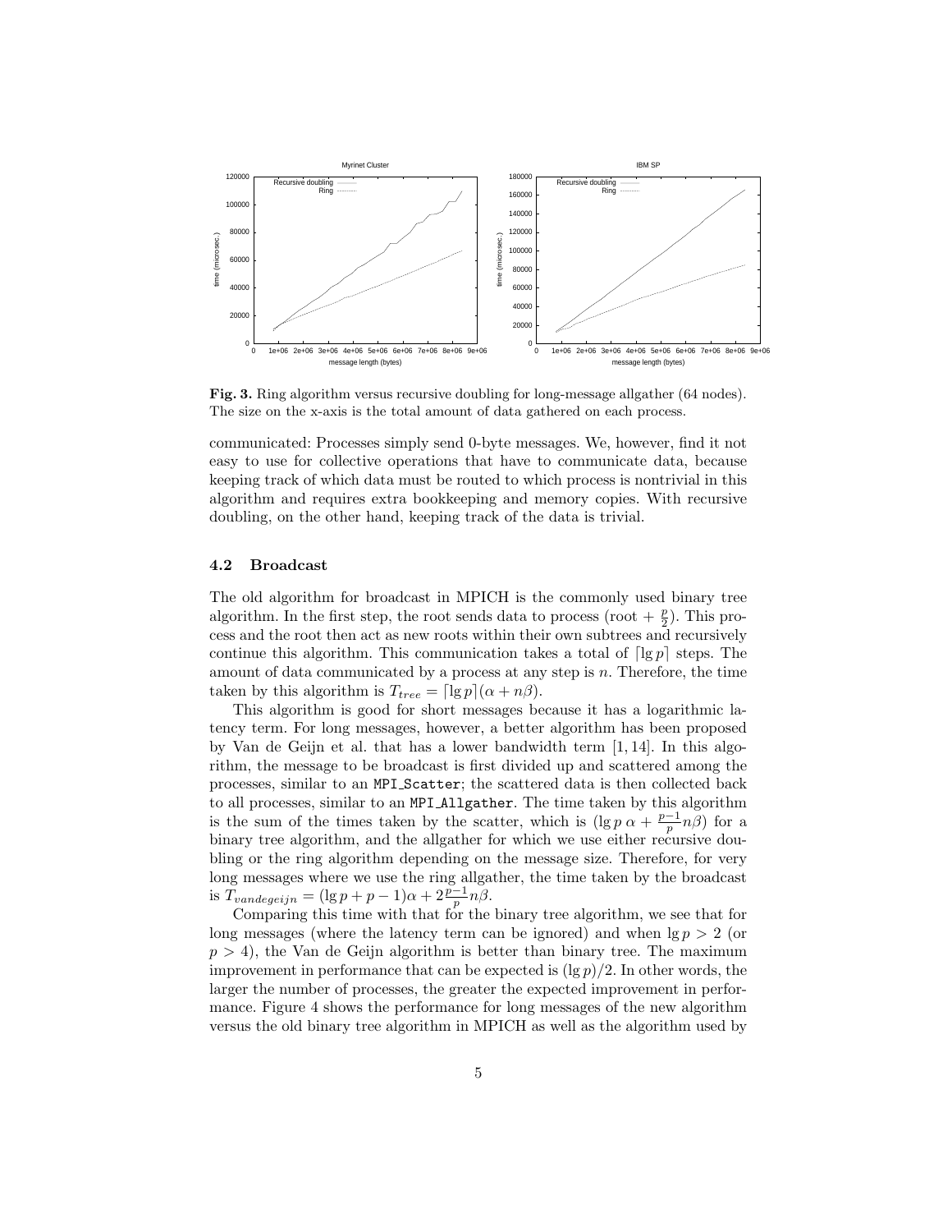**Fig. 3.** Ring algorithm versus recursive doubling for long-message allgather (64 nodes). The size on the x-axis is the total amount of data gathered on each process.

communicated: Processes simply send 0-byte messages. We, however, find it not easy to use for collective operations that have to communicate data, because keeping track of which data must be routed to which process is nontrivial in this algorithm and requires extra bookkeeping and memory copies. With recursive doubling, on the other hand, keeping track of the data is trivial.

### 4.2 Broadcast

The old algorithm for broadcast in MPICH is the commonly used binary tree algorithm. In the first step, the root sends data to process (root + $\frac{p}{2}$). This process and the root then act as new roots within their own subtrees and recursively continue this algorithm. This communication takes a total of $\lceil \lg p \rceil$ steps. The amount of data communicated by a process at any step is $n$. Therefore, the time taken by this algorithm is $T_{tree} = \lceil \lg p \rceil (\alpha + n\beta)$.

This algorithm is good for short messages because it has a logarithmic latency term. For long messages, however, a better algorithm has been proposed by Van de Geijn et al. that has a lower bandwidth term [1, 14]. In this algorithm, the message to be broadcast is first divided up and scattered among the processes, similar to an `MPI_Scatter`; the scattered data is then collected back to all processes, similar to an `MPI_Allgather`. The time taken by this algorithm is the sum of the times taken by the scatter, which is $(\lg p \, \alpha + \frac{p-1}{p} n\beta)$ for a binary tree algorithm, and the allgather for which we use either recursive doubling or the ring algorithm depending on the message size. Therefore, for very long messages where we use the ring allgather, the time taken by the broadcast is $T_{vandegeijn} = (\lg p + p - 1)\alpha + 2\frac{p-1}{p} n\beta$.

Comparing this time with that for the binary tree algorithm, we see that for long messages (where the latency term can be ignored) and when $\lg p > 2$ (or $p > 4$), the Van de Geijn algorithm is better than binary tree. The maximum improvement in performance that can be expected is $(\lg p)/2$. In other words, the larger the number of processes, the greater the expected improvement in performance. Figure 4 shows the performance for long messages of the new algorithm versus the old binary tree algorithm in MPICH as well as the algorithm used by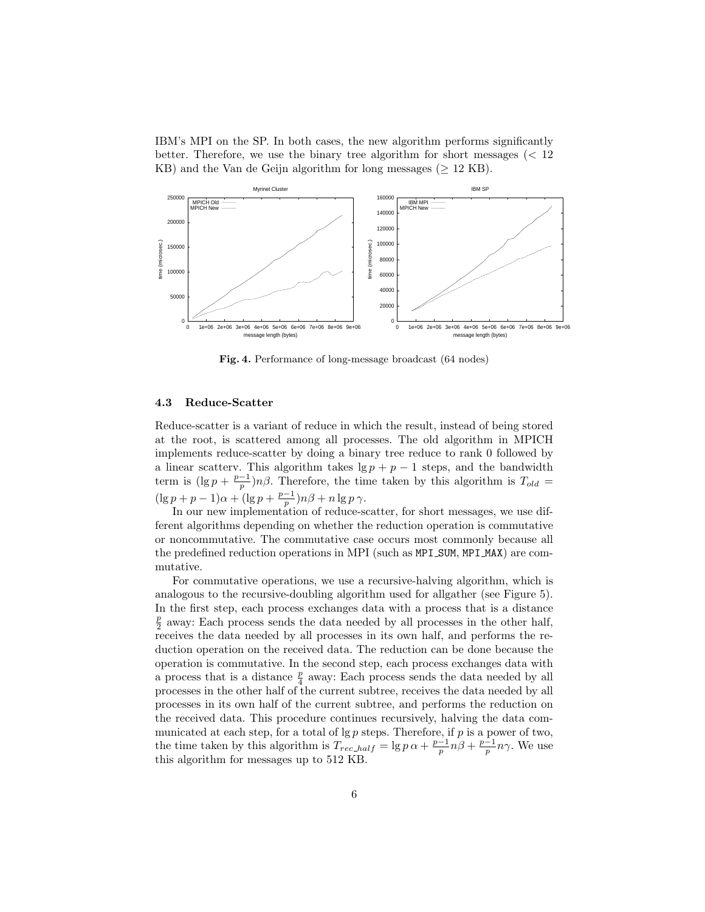IBM's MPI on the SP. In both cases, the new algorithm performs significantly better. Therefore, we use the binary tree algorithm for short messages (< 12 KB) and the Van de Geijn algorithm for long messages ($\geq$ 12 KB).

**Fig. 4.** Performance of long-message broadcast (64 nodes)

### 4.3 Reduce-Scatter

Reduce-scatter is a variant of reduce in which the result, instead of being stored at the root, is scattered among all processes. The old algorithm in MPICH implements reduce-scatter by doing a binary tree reduce to rank 0 followed by a linear scatterv. This algorithm takes $\lg p + p - 1$ steps, and the bandwidth term is $(\lg p + \frac{p-1}{p})n\beta$. Therefore, the time taken by this algorithm is $T_{old} = (\lg p + p - 1)\alpha + (\lg p + \frac{p-1}{p})n\beta + n \lg p\, \gamma$.

In our new implementation of reduce-scatter, for short messages, we use different algorithms depending on whether the reduction operation is commutative or noncommutative. The commutative case occurs most commonly because all the predefined reduction operations in MPI (such as `MPI_SUM`, `MPI_MAX`) are commutative.

For commutative operations, we use a recursive-halving algorithm, which is analogous to the recursive-doubling algorithm used for allgather (see Figure 5). In the first step, each process exchanges data with a process that is a distance $\frac{p}{2}$ away: Each process sends the data needed by all processes in the other half, receives the data needed by all processes in its own half, and performs the reduction operation on the received data. The reduction can be done because the operation is commutative. In the second step, each process exchanges data with a process that is a distance $\frac{p}{4}$ away: Each process sends the data needed by all processes in the other half of the current subtree, receives the data needed by all processes in its own half of the current subtree, and performs the reduction on the received data. This procedure continues recursively, halving the data communicated at each step, for a total of $\lg p$ steps. Therefore, if $p$ is a power of two, the time taken by this algorithm is $T_{rec\_half} = \lg p\, \alpha + \frac{p-1}{p} n\beta + \frac{p-1}{p} n\gamma$. We use this algorithm for messages up to 512 KB.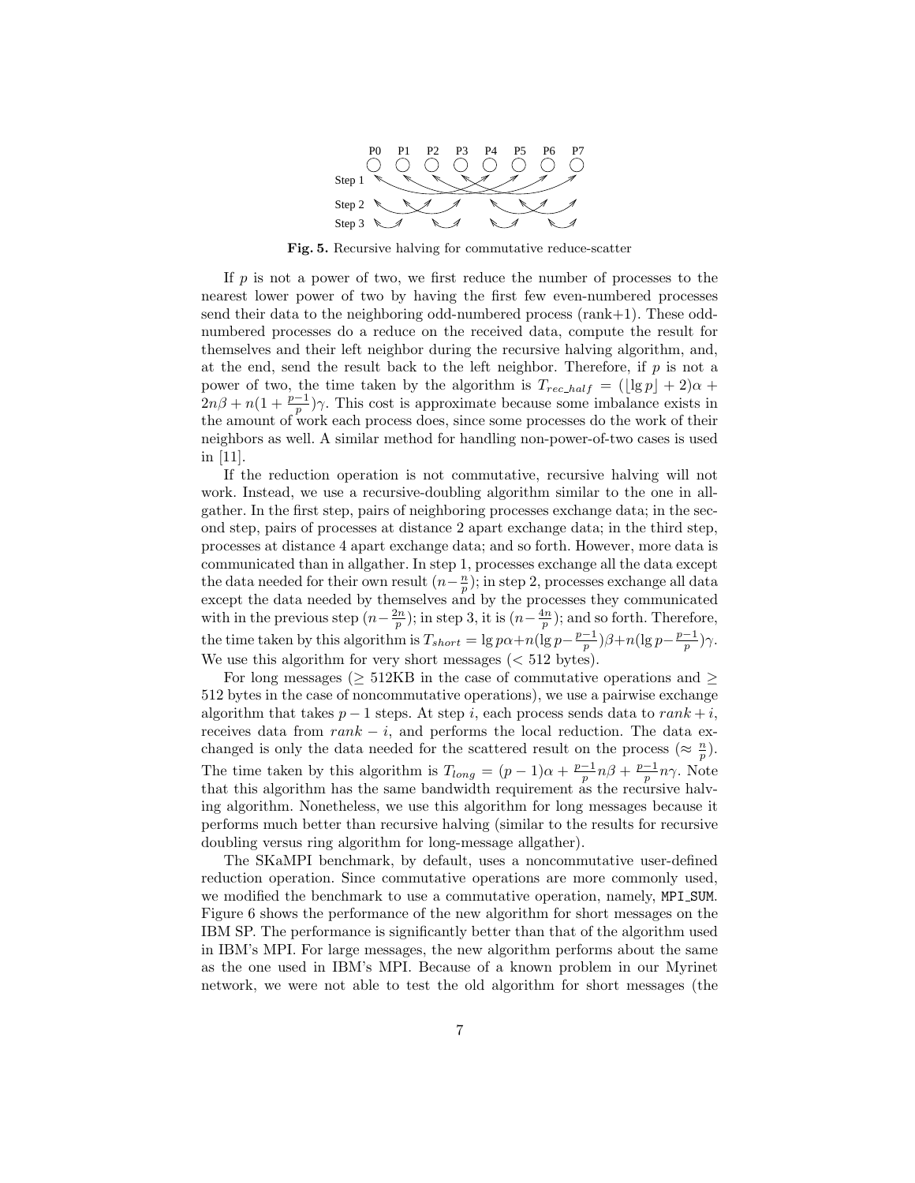**Fig. 5.** Recursive halving for commutative reduce-scatter

If $p$ is not a power of two, we first reduce the number of processes to the nearest lower power of two by having the first few even-numbered processes send their data to the neighboring odd-numbered process (rank+1). These odd-numbered processes do a reduce on the received data, compute the result for themselves and their left neighbor during the recursive halving algorithm, and, at the end, send the result back to the left neighbor. Therefore, if $p$ is not a power of two, the time taken by the algorithm is $T_{rec\_half} = (\lfloor \lg p \rfloor + 2)\alpha + 2n\beta + n(1 + \frac{p-1}{p})\gamma$. This cost is approximate because some imbalance exists in the amount of work each process does, since some processes do the work of their neighbors as well. A similar method for handling non-power-of-two cases is used in [11].

If the reduction operation is not commutative, recursive halving will not work. Instead, we use a recursive-doubling algorithm similar to the one in allgather. In the first step, pairs of neighboring processes exchange data; in the second step, pairs of processes at distance 2 apart exchange data; in the third step, processes at distance 4 apart exchange data; and so forth. However, more data is communicated than in allgather. In step 1, processes exchange all the data except the data needed for their own result ($n - \frac{n}{p}$); in step 2, processes exchange all data except the data needed by themselves and by the processes they communicated with in the previous step ($n - \frac{2n}{p}$); in step 3, it is ($n - \frac{4n}{p}$); and so forth. Therefore, the time taken by this algorithm is $T_{short} = \lg p\alpha + n(\lg p - \frac{p-1}{p})\beta + n(\lg p - \frac{p-1}{p})\gamma$. We use this algorithm for very short messages (< 512 bytes).

For long messages ($\geq$ 512KB in the case of commutative operations and $\geq$ 512 bytes in the case of noncommutative operations), we use a pairwise exchange algorithm that takes $p - 1$ steps. At step $i$, each process sends data to $rank + i$, receives data from $rank - i$, and performs the local reduction. The data exchanged is only the data needed for the scattered result on the process ($\approx \frac{n}{p}$). The time taken by this algorithm is $T_{long} = (p-1)\alpha + \frac{p-1}{p}n\beta + \frac{p-1}{p}n\gamma$. Note that this algorithm has the same bandwidth requirement as the recursive halving algorithm. Nonetheless, we use this algorithm for long messages because it performs much better than recursive halving (similar to the results for recursive doubling versus ring algorithm for long-message allgather).

The SKaMPI benchmark, by default, uses a noncommutative user-defined reduction operation. Since commutative operations are more commonly used, we modified the benchmark to use a commutative operation, namely, `MPI_SUM`. Figure 6 shows the performance of the new algorithm for short messages on the IBM SP. The performance is significantly better than that of the algorithm used in IBM's MPI. For large messages, the new algorithm performs about the same as the one used in IBM's MPI. Because of a known problem in our Myrinet network, we were not able to test the old algorithm for short messages (the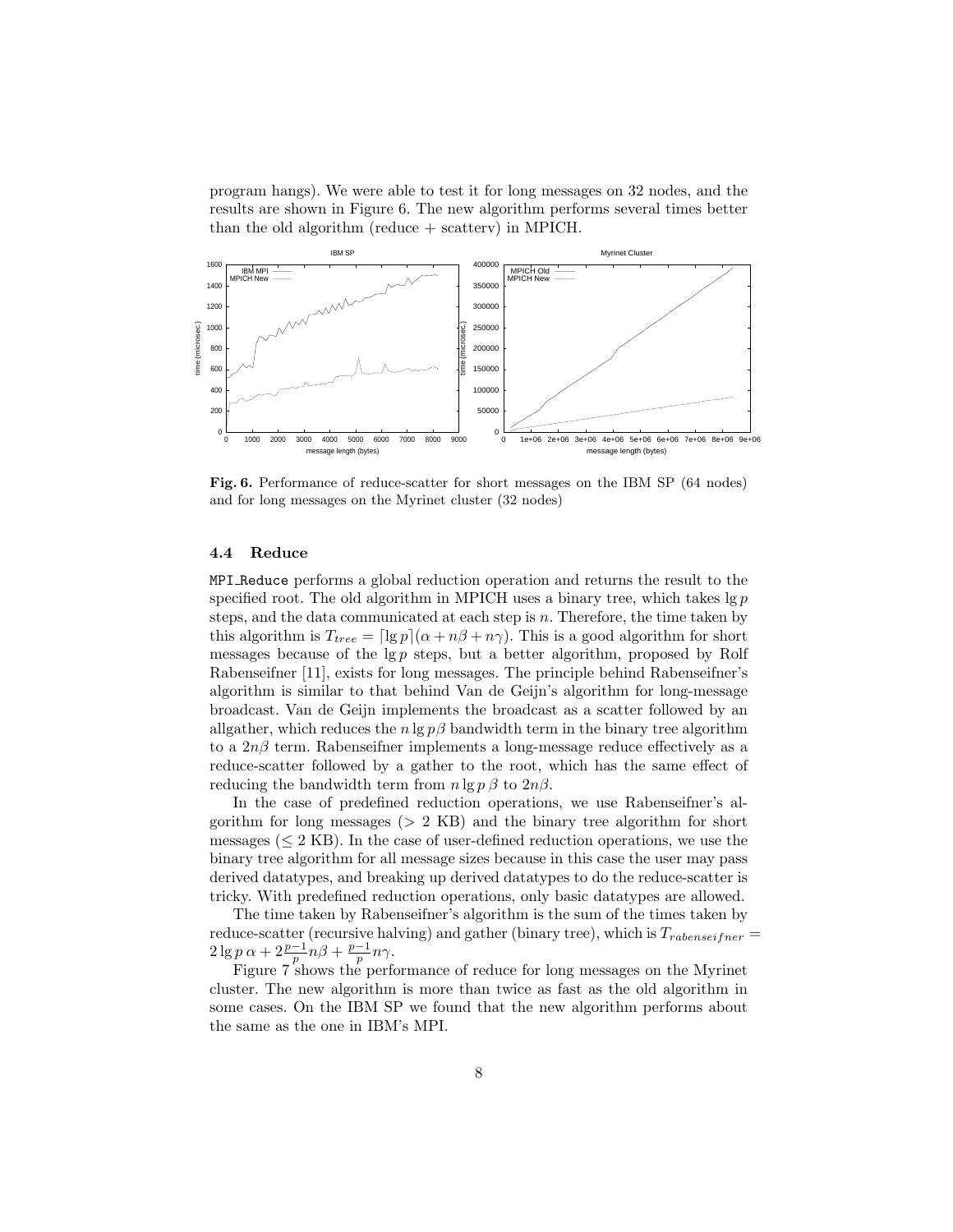program hangs). We were able to test it for long messages on 32 nodes, and the results are shown in Figure 6. The new algorithm performs several times better than the old algorithm (reduce + scatterv) in MPICH.

**Fig. 6.** Performance of reduce-scatter for short messages on the IBM SP (64 nodes) and for long messages on the Myrinet cluster (32 nodes)

### 4.4 Reduce

`MPI_Reduce` performs a global reduction operation and returns the result to the specified root. The old algorithm in MPICH uses a binary tree, which takes $\lg p$ steps, and the data communicated at each step is $n$. Therefore, the time taken by this algorithm is $T_{tree} = \lceil \lg p \rceil(\alpha + n\beta + n\gamma)$. This is a good algorithm for short messages because of the $\lg p$ steps, but a better algorithm, proposed by Rolf Rabenseifner [11], exists for long messages. The principle behind Rabenseifner's algorithm is similar to that behind Van de Geijn's algorithm for long-message broadcast. Van de Geijn implements the broadcast as a scatter followed by an allgather, which reduces the $n \lg p \beta$ bandwidth term in the binary tree algorithm to a $2n\beta$ term. Rabenseifner implements a long-message reduce effectively as a reduce-scatter followed by a gather to the root, which has the same effect of reducing the bandwidth term from $n \lg p \, \beta$ to $2n\beta$.

In the case of predefined reduction operations, we use Rabenseifner's algorithm for long messages ($>$ 2 KB) and the binary tree algorithm for short messages ($\leq$ 2 KB). In the case of user-defined reduction operations, we use the binary tree algorithm for all message sizes because in this case the user may pass derived datatypes, and breaking up derived datatypes to do the reduce-scatter is tricky. With predefined reduction operations, only basic datatypes are allowed.

The time taken by Rabenseifner's algorithm is the sum of the times taken by reduce-scatter (recursive halving) and gather (binary tree), which is $T_{rabenseifner} = 2 \lg p \, \alpha + 2\frac{p-1}{p} n\beta + \frac{p-1}{p} n\gamma$.

Figure 7 shows the performance of reduce for long messages on the Myrinet cluster. The new algorithm is more than twice as fast as the old algorithm in some cases. On the IBM SP we found that the new algorithm performs about the same as the one in IBM's MPI.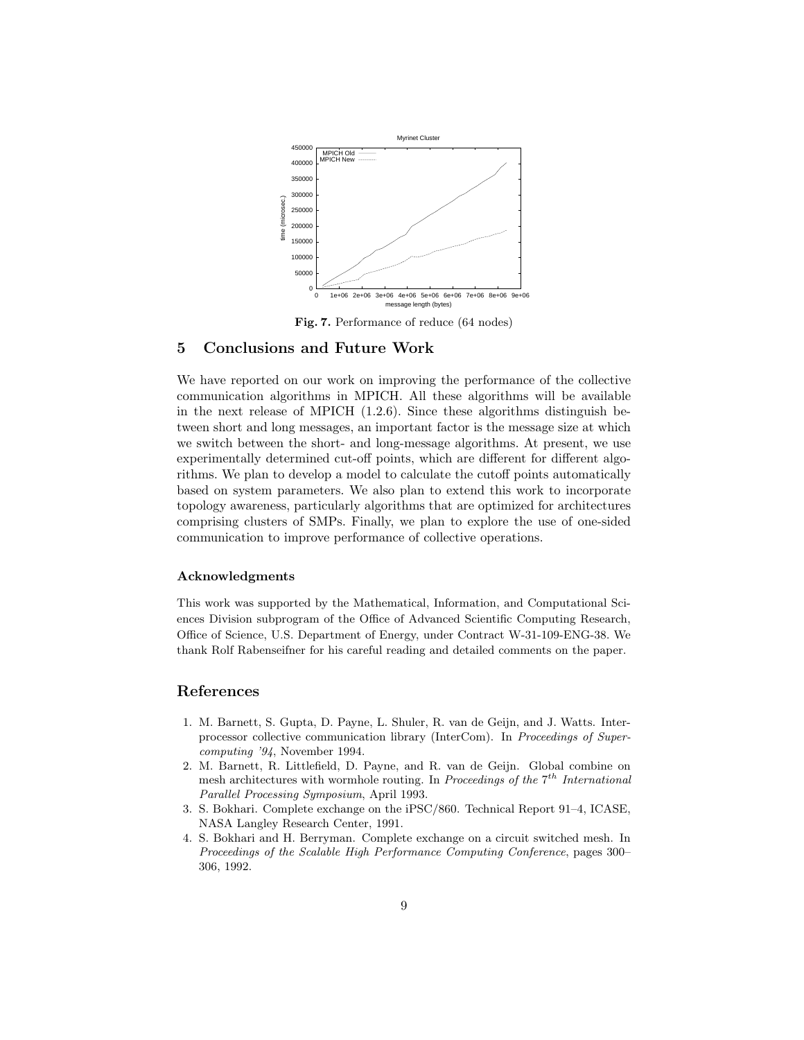**Fig. 7.** Performance of reduce (64 nodes)

## 5 Conclusions and Future Work

We have reported on our work on improving the performance of the collective communication algorithms in MPICH. All these algorithms will be available in the next release of MPICH (1.2.6). Since these algorithms distinguish between short and long messages, an important factor is the message size at which we switch between the short- and long-message algorithms. At present, we use experimentally determined cut-off points, which are different for different algorithms. We plan to develop a model to calculate the cutoff points automatically based on system parameters. We also plan to extend this work to incorporate topology awareness, particularly algorithms that are optimized for architectures comprising clusters of SMPs. Finally, we plan to explore the use of one-sided communication to improve performance of collective operations.

### Acknowledgments

This work was supported by the Mathematical, Information, and Computational Sciences Division subprogram of the Office of Advanced Scientific Computing Research, Office of Science, U.S. Department of Energy, under Contract W-31-109-ENG-38. We thank Rolf Rabenseifner for his careful reading and detailed comments on the paper.

## References

1. M. Barnett, S. Gupta, D. Payne, L. Shuler, R. van de Geijn, and J. Watts. Interprocessor collective communication library (InterCom). In *Proceedings of Supercomputing '94*, November 1994.
2. M. Barnett, R. Littlefield, D. Payne, and R. van de Geijn. Global combine on mesh architectures with wormhole routing. In *Proceedings of the* $7^{th}$ *International Parallel Processing Symposium*, April 1993.
3. S. Bokhari. Complete exchange on the iPSC/860. Technical Report 91–4, ICASE, NASA Langley Research Center, 1991.
4. S. Bokhari and H. Berryman. Complete exchange on a circuit switched mesh. In *Proceedings of the Scalable High Performance Computing Conference*, pages 300–306, 1992.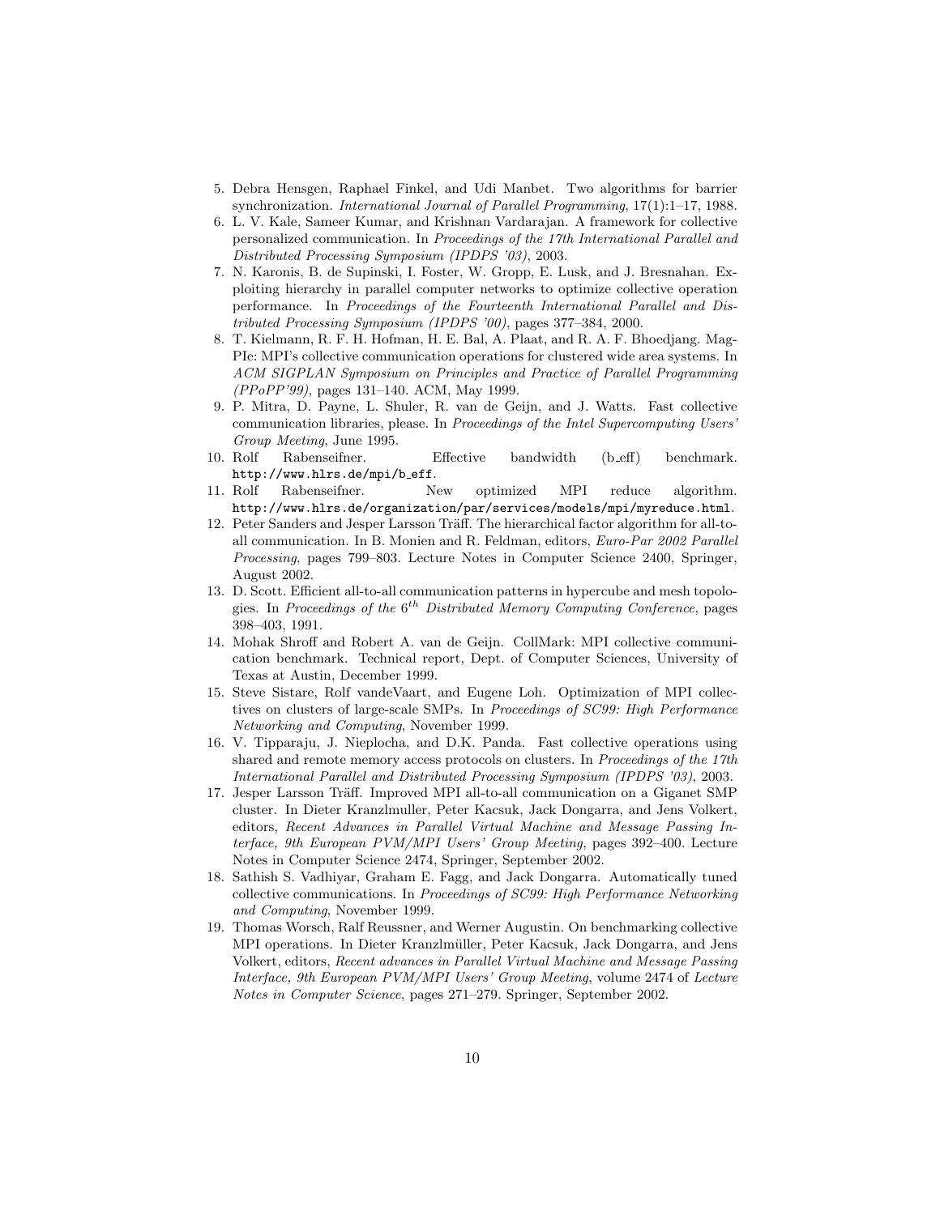5. Debra Hensgen, Raphael Finkel, and Udi Manbet. Two algorithms for barrier synchronization. *International Journal of Parallel Programming*, 17(1):1–17, 1988.
6. L. V. Kale, Sameer Kumar, and Krishnan Vardarajan. A framework for collective personalized communication. In *Proceedings of the 17th International Parallel and Distributed Processing Symposium (IPDPS '03)*, 2003.
7. N. Karonis, B. de Supinski, I. Foster, W. Gropp, E. Lusk, and J. Bresnahan. Exploiting hierarchy in parallel computer networks to optimize collective operation performance. In *Proceedings of the Fourteenth International Parallel and Distributed Processing Symposium (IPDPS '00)*, pages 377–384, 2000.
8. T. Kielmann, R. F. H. Hofman, H. E. Bal, A. Plaat, and R. A. F. Bhoedjang. MagPIe: MPI's collective communication operations for clustered wide area systems. In *ACM SIGPLAN Symposium on Principles and Practice of Parallel Programming (PPoPP'99)*, pages 131–140. ACM, May 1999.
9. P. Mitra, D. Payne, L. Shuler, R. van de Geijn, and J. Watts. Fast collective communication libraries, please. In *Proceedings of the Intel Supercomputing Users' Group Meeting*, June 1995.
10. Rolf Rabenseifner. Effective bandwidth (b_eff) benchmark. `http://www.hlrs.de/mpi/b_eff`.
11. Rolf Rabenseifner. New optimized MPI reduce algorithm. `http://www.hlrs.de/organization/par/services/models/mpi/myreduce.html`.
12. Peter Sanders and Jesper Larsson Träff. The hierarchical factor algorithm for all-to-all communication. In B. Monien and R. Feldman, editors, *Euro-Par 2002 Parallel Processing*, pages 799–803. Lecture Notes in Computer Science 2400, Springer, August 2002.
13. D. Scott. Efficient all-to-all communication patterns in hypercube and mesh topologies. In *Proceedings of the $6^{th}$ Distributed Memory Computing Conference*, pages 398–403, 1991.
14. Mohak Shroff and Robert A. van de Geijn. CollMark: MPI collective communication benchmark. Technical report, Dept. of Computer Sciences, University of Texas at Austin, December 1999.
15. Steve Sistare, Rolf vandeVaart, and Eugene Loh. Optimization of MPI collectives on clusters of large-scale SMPs. In *Proceedings of SC99: High Performance Networking and Computing*, November 1999.
16. V. Tipparaju, J. Nieplocha, and D.K. Panda. Fast collective operations using shared and remote memory access protocols on clusters. In *Proceedings of the 17th International Parallel and Distributed Processing Symposium (IPDPS '03)*, 2003.
17. Jesper Larsson Träff. Improved MPI all-to-all communication on a Giganet SMP cluster. In Dieter Kranzlmuller, Peter Kacsuk, Jack Dongarra, and Jens Volkert, editors, *Recent Advances in Parallel Virtual Machine and Message Passing Interface, 9th European PVM/MPI Users' Group Meeting*, pages 392–400. Lecture Notes in Computer Science 2474, Springer, September 2002.
18. Sathish S. Vadhiyar, Graham E. Fagg, and Jack Dongarra. Automatically tuned collective communications. In *Proceedings of SC99: High Performance Networking and Computing*, November 1999.
19. Thomas Worsch, Ralf Reussner, and Werner Augustin. On benchmarking collective MPI operations. In Dieter Kranzlmüller, Peter Kacsuk, Jack Dongarra, and Jens Volkert, editors, *Recent advances in Parallel Virtual Machine and Message Passing Interface, 9th European PVM/MPI Users' Group Meeting*, volume 2474 of *Lecture Notes in Computer Science*, pages 271–279. Springer, September 2002.